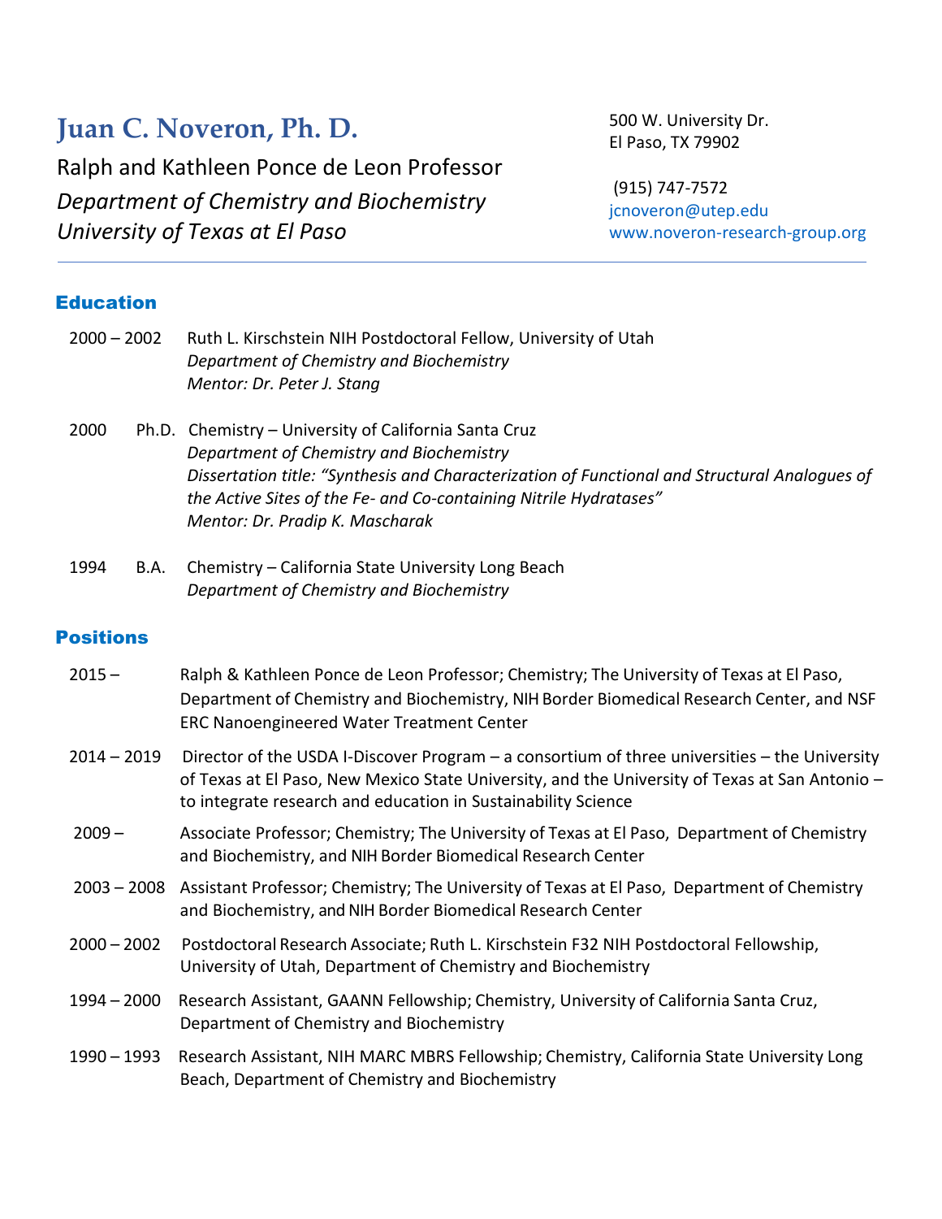# Juan C. Noveron, Ph. D.

Ralph and Kathleen Ponce de Leon Professor
*Department of Chemistry and Biochemistry*
*University of Texas at El Paso*

500 W. University Dr.
El Paso, TX 79902

(915) 747-7572
jcnoveron@utep.edu
www.noveron-research-group.org

## Education

2000 – 2002 Ruth L. Kirschstein NIH Postdoctoral Fellow, University of Utah
*Department of Chemistry and Biochemistry*
*Mentor: Dr. Peter J. Stang*

2000 Ph.D. Chemistry – University of California Santa Cruz
*Department of Chemistry and Biochemistry*
*Dissertation title: "Synthesis and Characterization of Functional and Structural Analogues of the Active Sites of the Fe- and Co-containing Nitrile Hydratases"*
*Mentor: Dr. Pradip K. Mascharak*

1994 B.A. Chemistry – California State University Long Beach
*Department of Chemistry and Biochemistry*

## Positions

2015 – Ralph & Kathleen Ponce de Leon Professor; Chemistry; The University of Texas at El Paso, Department of Chemistry and Biochemistry, NIH Border Biomedical Research Center, and NSF ERC Nanoengineered Water Treatment Center

2014 – 2019 Director of the USDA I-Discover Program – a consortium of three universities – the University of Texas at El Paso, New Mexico State University, and the University of Texas at San Antonio – to integrate research and education in Sustainability Science

2009 – Associate Professor; Chemistry; The University of Texas at El Paso, Department of Chemistry and Biochemistry, and NIH Border Biomedical Research Center

2003 – 2008 Assistant Professor; Chemistry; The University of Texas at El Paso, Department of Chemistry and Biochemistry, and NIH Border Biomedical Research Center

2000 – 2002 Postdoctoral Research Associate; Ruth L. Kirschstein F32 NIH Postdoctoral Fellowship, University of Utah, Department of Chemistry and Biochemistry

1994 – 2000 Research Assistant, GAANN Fellowship; Chemistry, University of California Santa Cruz, Department of Chemistry and Biochemistry

1990 – 1993 Research Assistant, NIH MARC MBRS Fellowship; Chemistry, California State University Long Beach, Department of Chemistry and Biochemistry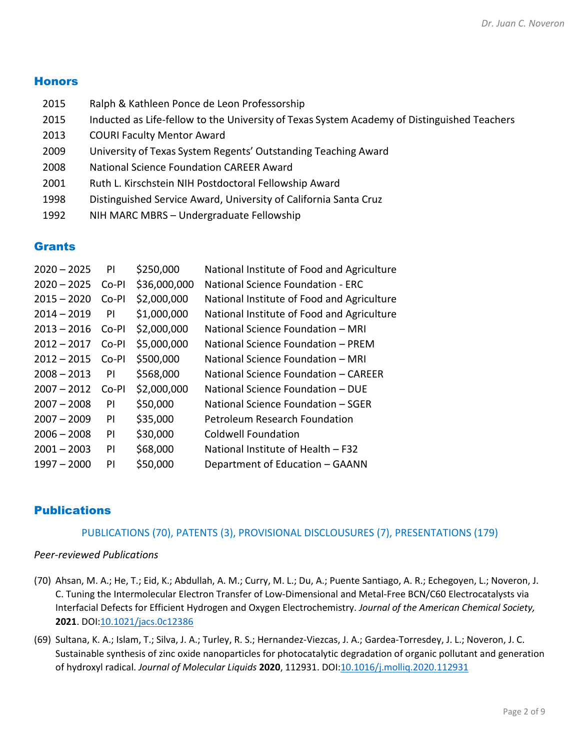## Honors

| | |
|---|---|
| 2015 | Ralph & Kathleen Ponce de Leon Professorship |
| 2015 | Inducted as Life-fellow to the University of Texas System Academy of Distinguished Teachers |
| 2013 | COURI Faculty Mentor Award |
| 2009 | University of Texas System Regents' Outstanding Teaching Award |
| 2008 | National Science Foundation CAREER Award |
| 2001 | Ruth L. Kirschstein NIH Postdoctoral Fellowship Award |
| 1998 | Distinguished Service Award, University of California Santa Cruz |
| 1992 | NIH MARC MBRS – Undergraduate Fellowship |

## Grants

| | | | |
|---|---|---|---|
| 2020 – 2025 | PI | $250,000 | National Institute of Food and Agriculture |
| 2020 – 2025 | Co-PI | $36,000,000 | National Science Foundation - ERC |
| 2015 – 2020 | Co-PI | $2,000,000 | National Institute of Food and Agriculture |
| 2014 – 2019 | PI | $1,000,000 | National Institute of Food and Agriculture |
| 2013 – 2016 | Co-PI | $2,000,000 | National Science Foundation – MRI |
| 2012 – 2017 | Co-PI | $5,000,000 | National Science Foundation – PREM |
| 2012 – 2015 | Co-PI | $500,000 | National Science Foundation – MRI |
| 2008 – 2013 | PI | $568,000 | National Science Foundation – CAREER |
| 2007 – 2012 | Co-PI | $2,000,000 | National Science Foundation – DUE |
| 2007 – 2008 | PI | $50,000 | National Science Foundation – SGER |
| 2007 – 2009 | PI | $35,000 | Petroleum Research Foundation |
| 2006 – 2008 | PI | $30,000 | Coldwell Foundation |
| 2001 – 2003 | PI | $68,000 | National Institute of Health – F32 |
| 1997 – 2000 | PI | $50,000 | Department of Education – GAANN |

## Publications

PUBLICATIONS (70), PATENTS (3), PROVISIONAL DISCLOUSURES (7), PRESENTATIONS (179)

*Peer-reviewed Publications*

(70) Ahsan, M. A.; He, T.; Eid, K.; Abdullah, A. M.; Curry, M. L.; Du, A.; Puente Santiago, A. R.; Echegoyen, L.; Noveron, J. C. Tuning the Intermolecular Electron Transfer of Low-Dimensional and Metal-Free BCN/C60 Electrocatalysts via Interfacial Defects for Efficient Hydrogen and Oxygen Electrochemistry. *Journal of the American Chemical Society,* **2021**. DOI:10.1021/jacs.0c12386

(69) Sultana, K. A.; Islam, T.; Silva, J. A.; Turley, R. S.; Hernandez-Viezcas, J. A.; Gardea-Torresdey, J. L.; Noveron, J. C. Sustainable synthesis of zinc oxide nanoparticles for photocatalytic degradation of organic pollutant and generation of hydroxyl radical. *Journal of Molecular Liquids* **2020**, 112931. DOI:10.1016/j.molliq.2020.112931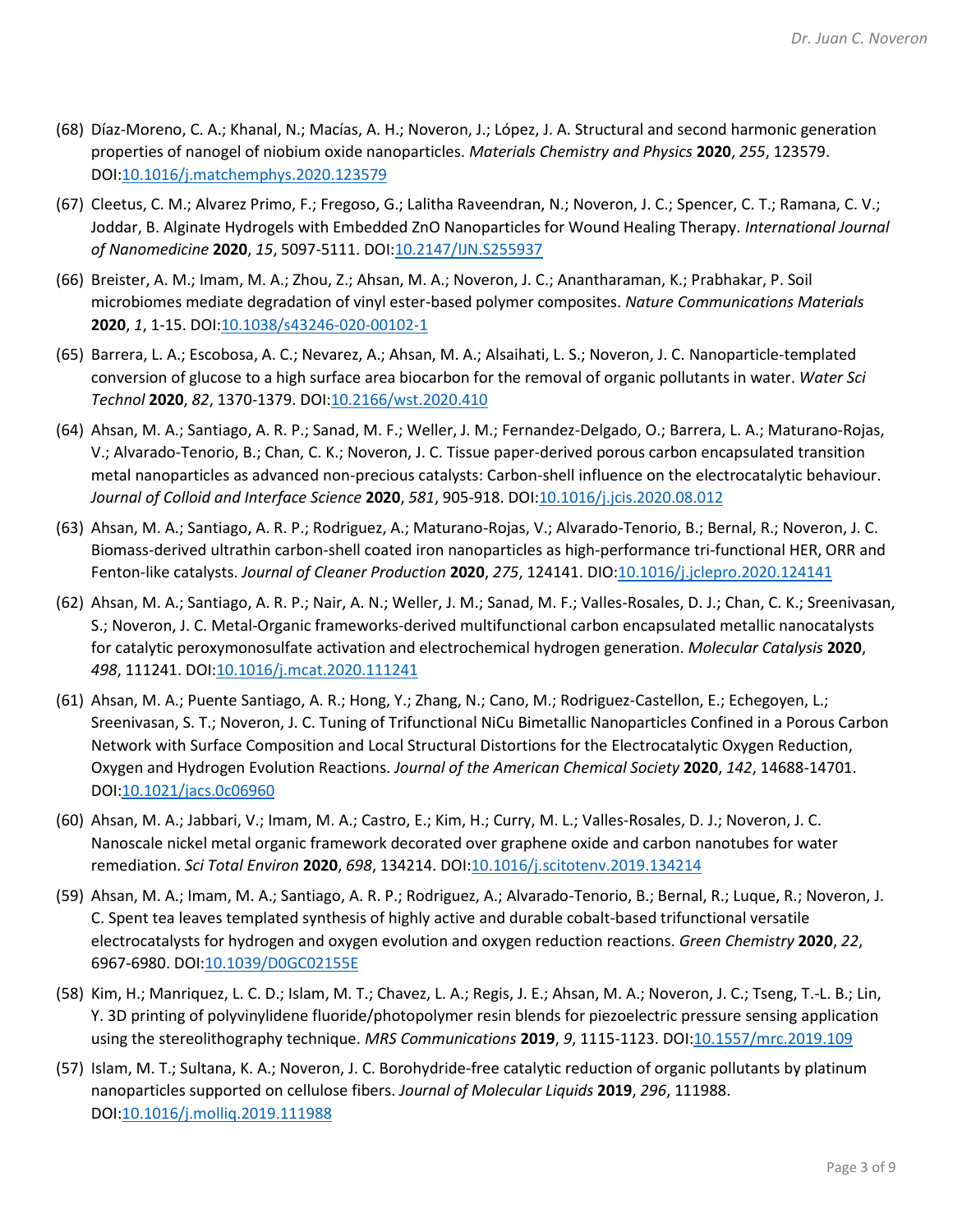(68) Díaz-Moreno, C. A.; Khanal, N.; Macías, A. H.; Noveron, J.; López, J. A. Structural and second harmonic generation properties of nanogel of niobium oxide nanoparticles. *Materials Chemistry and Physics* **2020**, *255*, 123579. DOI:10.1016/j.matchemphys.2020.123579

(67) Cleetus, C. M.; Alvarez Primo, F.; Fregoso, G.; Lalitha Raveendran, N.; Noveron, J. C.; Spencer, C. T.; Ramana, C. V.; Joddar, B. Alginate Hydrogels with Embedded ZnO Nanoparticles for Wound Healing Therapy. *International Journal of Nanomedicine* **2020**, *15*, 5097-5111. DOI:10.2147/IJN.S255937

(66) Breister, A. M.; Imam, M. A.; Zhou, Z.; Ahsan, M. A.; Noveron, J. C.; Anantharaman, K.; Prabhakar, P. Soil microbiomes mediate degradation of vinyl ester-based polymer composites. *Nature Communications Materials* **2020**, *1*, 1-15. DOI:10.1038/s43246-020-00102-1

(65) Barrera, L. A.; Escobosa, A. C.; Nevarez, A.; Ahsan, M. A.; Alsaihati, L. S.; Noveron, J. C. Nanoparticle-templated conversion of glucose to a high surface area biocarbon for the removal of organic pollutants in water. *Water Sci Technol* **2020**, *82*, 1370-1379. DOI:10.2166/wst.2020.410

(64) Ahsan, M. A.; Santiago, A. R. P.; Sanad, M. F.; Weller, J. M.; Fernandez-Delgado, O.; Barrera, L. A.; Maturano-Rojas, V.; Alvarado-Tenorio, B.; Chan, C. K.; Noveron, J. C. Tissue paper-derived porous carbon encapsulated transition metal nanoparticles as advanced non-precious catalysts: Carbon-shell influence on the electrocatalytic behaviour. *Journal of Colloid and Interface Science* **2020**, *581*, 905-918. DOI:10.1016/j.jcis.2020.08.012

(63) Ahsan, M. A.; Santiago, A. R. P.; Rodriguez, A.; Maturano-Rojas, V.; Alvarado-Tenorio, B.; Bernal, R.; Noveron, J. C. Biomass-derived ultrathin carbon-shell coated iron nanoparticles as high-performance tri-functional HER, ORR and Fenton-like catalysts. *Journal of Cleaner Production* **2020**, *275*, 124141. DIO:10.1016/j.jclepro.2020.124141

(62) Ahsan, M. A.; Santiago, A. R. P.; Nair, A. N.; Weller, J. M.; Sanad, M. F.; Valles-Rosales, D. J.; Chan, C. K.; Sreenivasan, S.; Noveron, J. C. Metal-Organic frameworks-derived multifunctional carbon encapsulated metallic nanocatalysts for catalytic peroxymonosulfate activation and electrochemical hydrogen generation. *Molecular Catalysis* **2020**, *498*, 111241. DOI:10.1016/j.mcat.2020.111241

(61) Ahsan, M. A.; Puente Santiago, A. R.; Hong, Y.; Zhang, N.; Cano, M.; Rodriguez-Castellon, E.; Echegoyen, L.; Sreenivasan, S. T.; Noveron, J. C. Tuning of Trifunctional NiCu Bimetallic Nanoparticles Confined in a Porous Carbon Network with Surface Composition and Local Structural Distortions for the Electrocatalytic Oxygen Reduction, Oxygen and Hydrogen Evolution Reactions. *Journal of the American Chemical Society* **2020**, *142*, 14688-14701. DOI:10.1021/jacs.0c06960

(60) Ahsan, M. A.; Jabbari, V.; Imam, M. A.; Castro, E.; Kim, H.; Curry, M. L.; Valles-Rosales, D. J.; Noveron, J. C. Nanoscale nickel metal organic framework decorated over graphene oxide and carbon nanotubes for water remediation. *Sci Total Environ* **2020**, *698*, 134214. DOI:10.1016/j.scitotenv.2019.134214

(59) Ahsan, M. A.; Imam, M. A.; Santiago, A. R. P.; Rodriguez, A.; Alvarado-Tenorio, B.; Bernal, R.; Luque, R.; Noveron, J. C. Spent tea leaves templated synthesis of highly active and durable cobalt-based trifunctional versatile electrocatalysts for hydrogen and oxygen evolution and oxygen reduction reactions. *Green Chemistry* **2020**, *22*, 6967-6980. DOI:10.1039/D0GC02155E

(58) Kim, H.; Manriquez, L. C. D.; Islam, M. T.; Chavez, L. A.; Regis, J. E.; Ahsan, M. A.; Noveron, J. C.; Tseng, T.-L. B.; Lin, Y. 3D printing of polyvinylidene fluoride/photopolymer resin blends for piezoelectric pressure sensing application using the stereolithography technique. *MRS Communications* **2019**, *9*, 1115-1123. DOI:10.1557/mrc.2019.109

(57) Islam, M. T.; Sultana, K. A.; Noveron, J. C. Borohydride-free catalytic reduction of organic pollutants by platinum nanoparticles supported on cellulose fibers. *Journal of Molecular Liquids* **2019**, *296*, 111988. DOI:10.1016/j.molliq.2019.111988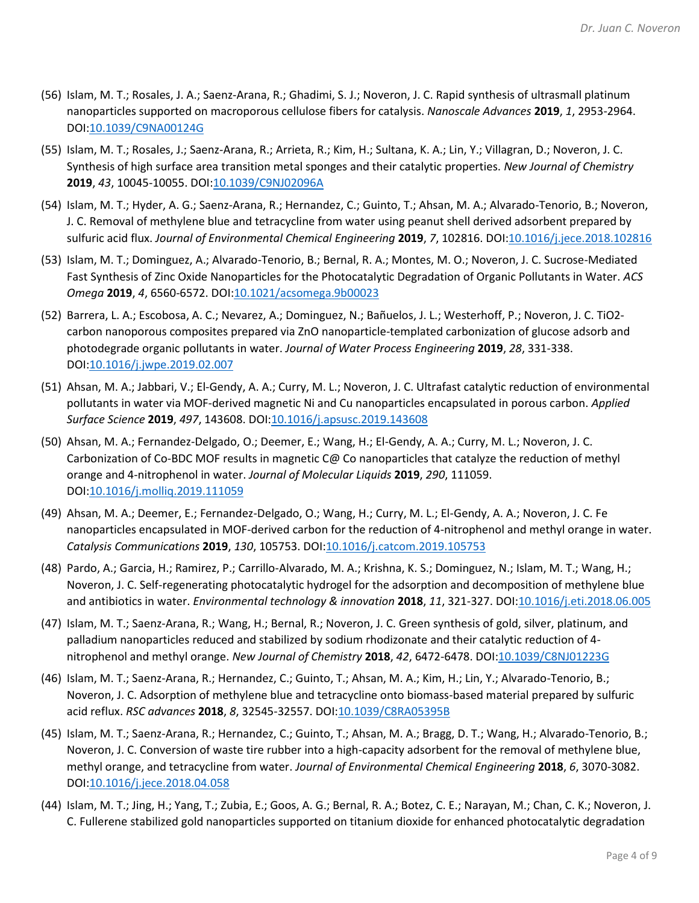(56) Islam, M. T.; Rosales, J. A.; Saenz-Arana, R.; Ghadimi, S. J.; Noveron, J. C. Rapid synthesis of ultrasmall platinum nanoparticles supported on macroporous cellulose fibers for catalysis. *Nanoscale Advances* **2019**, *1*, 2953-2964. DOI:10.1039/C9NA00124G

(55) Islam, M. T.; Rosales, J.; Saenz-Arana, R.; Arrieta, R.; Kim, H.; Sultana, K. A.; Lin, Y.; Villagran, D.; Noveron, J. C. Synthesis of high surface area transition metal sponges and their catalytic properties. *New Journal of Chemistry* **2019**, *43*, 10045-10055. DOI:10.1039/C9NJ02096A

(54) Islam, M. T.; Hyder, A. G.; Saenz-Arana, R.; Hernandez, C.; Guinto, T.; Ahsan, M. A.; Alvarado-Tenorio, B.; Noveron, J. C. Removal of methylene blue and tetracycline from water using peanut shell derived adsorbent prepared by sulfuric acid flux. *Journal of Environmental Chemical Engineering* **2019**, *7*, 102816. DOI:10.1016/j.jece.2018.102816

(53) Islam, M. T.; Dominguez, A.; Alvarado-Tenorio, B.; Bernal, R. A.; Montes, M. O.; Noveron, J. C. Sucrose-Mediated Fast Synthesis of Zinc Oxide Nanoparticles for the Photocatalytic Degradation of Organic Pollutants in Water. *ACS Omega* **2019**, *4*, 6560-6572. DOI:10.1021/acsomega.9b00023

(52) Barrera, L. A.; Escobosa, A. C.; Nevarez, A.; Dominguez, N.; Bañuelos, J. L.; Westerhoff, P.; Noveron, J. C. $TiO_2$-carbon nanoporous composites prepared via ZnO nanoparticle-templated carbonization of glucose adsorb and photodegrade organic pollutants in water. *Journal of Water Process Engineering* **2019**, *28*, 331-338. DOI:10.1016/j.jwpe.2019.02.007

(51) Ahsan, M. A.; Jabbari, V.; El-Gendy, A. A.; Curry, M. L.; Noveron, J. C. Ultrafast catalytic reduction of environmental pollutants in water via MOF-derived magnetic Ni and Cu nanoparticles encapsulated in porous carbon. *Applied Surface Science* **2019**, *497*, 143608. DOI:10.1016/j.apsusc.2019.143608

(50) Ahsan, M. A.; Fernandez-Delgado, O.; Deemer, E.; Wang, H.; El-Gendy, A. A.; Curry, M. L.; Noveron, J. C. Carbonization of Co-BDC MOF results in magnetic C@ Co nanoparticles that catalyze the reduction of methyl orange and 4-nitrophenol in water. *Journal of Molecular Liquids* **2019**, *290*, 111059. DOI:10.1016/j.molliq.2019.111059

(49) Ahsan, M. A.; Deemer, E.; Fernandez-Delgado, O.; Wang, H.; Curry, M. L.; El-Gendy, A. A.; Noveron, J. C. Fe nanoparticles encapsulated in MOF-derived carbon for the reduction of 4-nitrophenol and methyl orange in water. *Catalysis Communications* **2019**, *130*, 105753. DOI:10.1016/j.catcom.2019.105753

(48) Pardo, A.; Garcia, H.; Ramirez, P.; Carrillo-Alvarado, M. A.; Krishna, K. S.; Dominguez, N.; Islam, M. T.; Wang, H.; Noveron, J. C. Self-regenerating photocatalytic hydrogel for the adsorption and decomposition of methylene blue and antibiotics in water. *Environmental technology & innovation* **2018**, *11*, 321-327. DOI:10.1016/j.eti.2018.06.005

(47) Islam, M. T.; Saenz-Arana, R.; Wang, H.; Bernal, R.; Noveron, J. C. Green synthesis of gold, silver, platinum, and palladium nanoparticles reduced and stabilized by sodium rhodizonate and their catalytic reduction of 4-nitrophenol and methyl orange. *New Journal of Chemistry* **2018**, *42*, 6472-6478. DOI:10.1039/C8NJ01223G

(46) Islam, M. T.; Saenz-Arana, R.; Hernandez, C.; Guinto, T.; Ahsan, M. A.; Kim, H.; Lin, Y.; Alvarado-Tenorio, B.; Noveron, J. C. Adsorption of methylene blue and tetracycline onto biomass-based material prepared by sulfuric acid reflux. *RSC advances* **2018**, *8*, 32545-32557. DOI:10.1039/C8RA05395B

(45) Islam, M. T.; Saenz-Arana, R.; Hernandez, C.; Guinto, T.; Ahsan, M. A.; Bragg, D. T.; Wang, H.; Alvarado-Tenorio, B.; Noveron, J. C. Conversion of waste tire rubber into a high-capacity adsorbent for the removal of methylene blue, methyl orange, and tetracycline from water. *Journal of Environmental Chemical Engineering* **2018**, *6*, 3070-3082. DOI:10.1016/j.jece.2018.04.058

(44) Islam, M. T.; Jing, H.; Yang, T.; Zubia, E.; Goos, A. G.; Bernal, R. A.; Botez, C. E.; Narayan, M.; Chan, C. K.; Noveron, J. C. Fullerene stabilized gold nanoparticles supported on titanium dioxide for enhanced photocatalytic degradation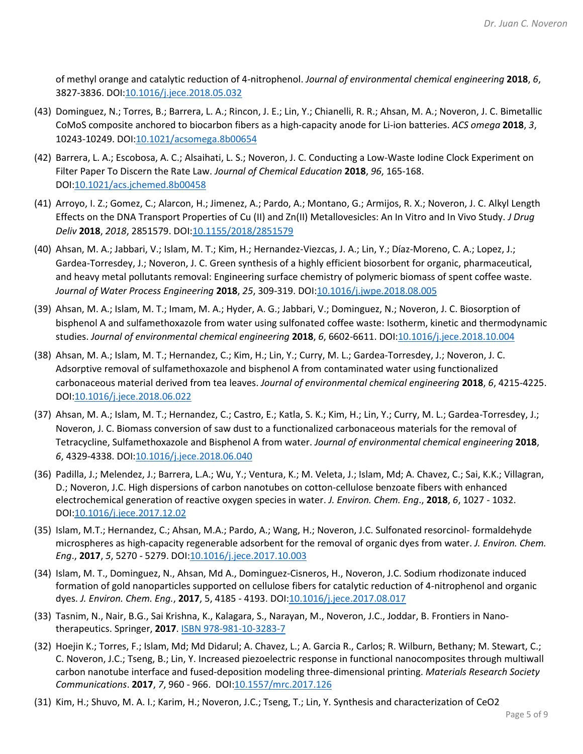of methyl orange and catalytic reduction of 4-nitrophenol. *Journal of environmental chemical engineering* **2018**, *6*, 3827-3836. DOI:10.1016/j.jece.2018.05.032

(43) Dominguez, N.; Torres, B.; Barrera, L. A.; Rincon, J. E.; Lin, Y.; Chianelli, R. R.; Ahsan, M. A.; Noveron, J. C. Bimetallic CoMoS composite anchored to biocarbon fibers as a high-capacity anode for Li-ion batteries. *ACS omega* **2018**, *3*, 10243-10249. DOI:10.1021/acsomega.8b00654

(42) Barrera, L. A.; Escobosa, A. C.; Alsaihati, L. S.; Noveron, J. C. Conducting a Low-Waste Iodine Clock Experiment on Filter Paper To Discern the Rate Law. *Journal of Chemical Education* **2018**, *96*, 165-168. DOI:10.1021/acs.jchemed.8b00458

(41) Arroyo, I. Z.; Gomez, C.; Alarcon, H.; Jimenez, A.; Pardo, A.; Montano, G.; Armijos, R. X.; Noveron, J. C. Alkyl Length Effects on the DNA Transport Properties of Cu (II) and Zn(II) Metallovesicles: An In Vitro and In Vivo Study. *J Drug Deliv* **2018**, *2018*, 2851579. DOI:10.1155/2018/2851579

(40) Ahsan, M. A.; Jabbari, V.; Islam, M. T.; Kim, H.; Hernandez-Viezcas, J. A.; Lin, Y.; Díaz-Moreno, C. A.; Lopez, J.; Gardea-Torresdey, J.; Noveron, J. C. Green synthesis of a highly efficient biosorbent for organic, pharmaceutical, and heavy metal pollutants removal: Engineering surface chemistry of polymeric biomass of spent coffee waste. *Journal of Water Process Engineering* **2018**, *25*, 309-319. DOI:10.1016/j.jwpe.2018.08.005

(39) Ahsan, M. A.; Islam, M. T.; Imam, M. A.; Hyder, A. G.; Jabbari, V.; Dominguez, N.; Noveron, J. C. Biosorption of bisphenol A and sulfamethoxazole from water using sulfonated coffee waste: Isotherm, kinetic and thermodynamic studies. *Journal of environmental chemical engineering* **2018**, *6*, 6602-6611. DOI:10.1016/j.jece.2018.10.004

(38) Ahsan, M. A.; Islam, M. T.; Hernandez, C.; Kim, H.; Lin, Y.; Curry, M. L.; Gardea-Torresdey, J.; Noveron, J. C. Adsorptive removal of sulfamethoxazole and bisphenol A from contaminated water using functionalized carbonaceous material derived from tea leaves. *Journal of environmental chemical engineering* **2018**, *6*, 4215-4225. DOI:10.1016/j.jece.2018.06.022

(37) Ahsan, M. A.; Islam, M. T.; Hernandez, C.; Castro, E.; Katla, S. K.; Kim, H.; Lin, Y.; Curry, M. L.; Gardea-Torresdey, J.; Noveron, J. C. Biomass conversion of saw dust to a functionalized carbonaceous materials for the removal of Tetracycline, Sulfamethoxazole and Bisphenol A from water. *Journal of environmental chemical engineering* **2018**, *6*, 4329-4338. DOI:10.1016/j.jece.2018.06.040

(36) Padilla, J.; Melendez, J.; Barrera, L.A.; Wu, Y.; Ventura, K.; M. Veleta, J.; Islam, Md; A. Chavez, C.; Sai, K.K.; Villagran, D.; Noveron, J.C. High dispersions of carbon nanotubes on cotton-cellulose benzoate fibers with enhanced electrochemical generation of reactive oxygen species in water. *J. Environ. Chem. Eng*., **2018**, *6*, 1027 - 1032. DOI:10.1016/j.jece.2017.12.02

(35) Islam, M.T.; Hernandez, C.; Ahsan, M.A.; Pardo, A.; Wang, H.; Noveron, J.C. Sulfonated resorcinol- formaldehyde microspheres as high-capacity regenerable adsorbent for the removal of organic dyes from water. *J. Environ. Chem. Eng*., **2017**, *5*, 5270 - 5279. DOI:10.1016/j.jece.2017.10.003

(34) Islam, M. T., Dominguez, N., Ahsan, Md A., Dominguez-Cisneros, H., Noveron, J.C. Sodium rhodizonate induced formation of gold nanoparticles supported on cellulose fibers for catalytic reduction of 4-nitrophenol and organic dyes. *J. Environ. Chem. Eng.*, **2017**, 5, 4185 - 4193. DOI:10.1016/j.jece.2017.08.017

(33) Tasnim, N., Nair, B.G., Sai Krishna, K., Kalagara, S., Narayan, M., Noveron, J.C., Joddar, B. Frontiers in Nano-therapeutics. Springer, **2017**. ISBN 978-981-10-3283-7

(32) Hoejin K.; Torres, F.; Islam, Md; Md Didarul; A. Chavez, L.; A. Garcia R., Carlos; R. Wilburn, Bethany; M. Stewart, C.; C. Noveron, J.C.; Tseng, B.; Lin, Y. Increased piezoelectric response in functional nanocomposites through multiwall carbon nanotube interface and fused-deposition modeling three-dimensional printing. *Materials Research Society Communications*. **2017**, *7*, 960 - 966. DOI:10.1557/mrc.2017.126

(31) Kim, H.; Shuvo, M. A. I.; Karim, H.; Noveron, J.C.; Tseng, T.; Lin, Y. Synthesis and characterization of $CeO_2$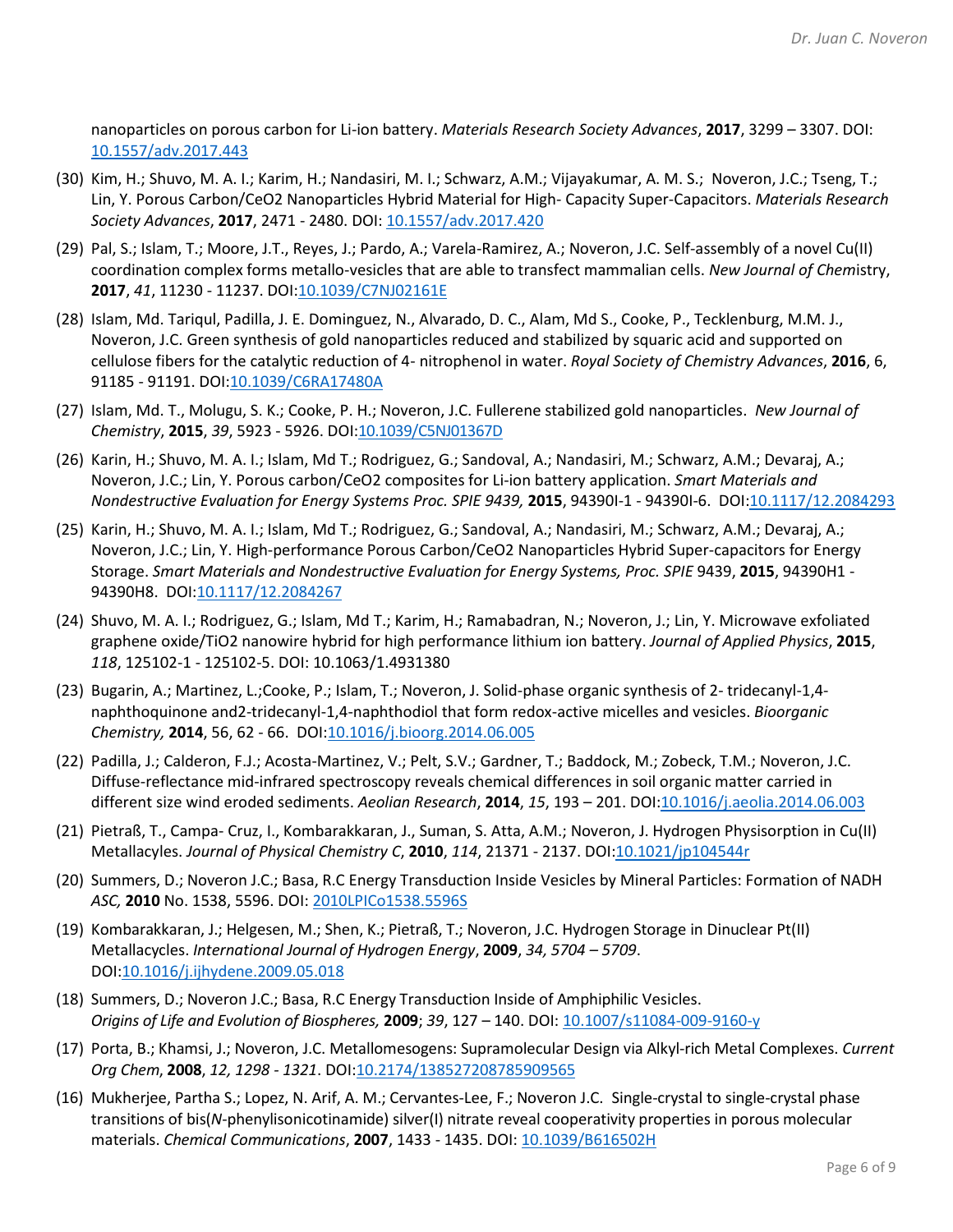nanoparticles on porous carbon for Li-ion battery. *Materials Research Society Advances*, **2017**, 3299 – 3307. DOI: [10.1557/adv.2017.443](10.1557/adv.2017.443)

(30) Kim, H.; Shuvo, M. A. I.; Karim, H.; Nandasiri, M. I.; Schwarz, A.M.; Vijayakumar, A. M. S.; Noveron, J.C.; Tseng, T.; Lin, Y. Porous Carbon/CeO2 Nanoparticles Hybrid Material for High- Capacity Super-Capacitors. *Materials Research Society Advances*, **2017**, 2471 - 2480. DOI: [10.1557/adv.2017.420](10.1557/adv.2017.420)

(29) Pal, S.; Islam, T.; Moore, J.T., Reyes, J.; Pardo, A.; Varela-Ramirez, A.; Noveron, J.C. Self-assembly of a novel Cu(II) coordination complex forms metallo-vesicles that are able to transfect mammalian cells. *New Journal of Chem*istry, **2017**, *41*, 11230 - 11237. DOI:[10.1039/C7NJ02161E](10.1039/C7NJ02161E)

(28) Islam, Md. Tariqul, Padilla, J. E. Dominguez, N., Alvarado, D. C., Alam, Md S., Cooke, P., Tecklenburg, M.M. J., Noveron, J.C. Green synthesis of gold nanoparticles reduced and stabilized by squaric acid and supported on cellulose fibers for the catalytic reduction of 4- nitrophenol in water. *Royal Society of Chemistry Advances*, **2016**, 6, 91185 - 91191. DOI:[10.1039/C6RA17480A](10.1039/C6RA17480A)

(27) Islam, Md. T., Molugu, S. K.; Cooke, P. H.; Noveron, J.C. Fullerene stabilized gold nanoparticles. *New Journal of Chemistry*, **2015**, *39*, 5923 - 5926. DOI:[10.1039/C5NJ01367D](10.1039/C5NJ01367D)

(26) Karin, H.; Shuvo, M. A. I.; Islam, Md T.; Rodriguez, G.; Sandoval, A.; Nandasiri, M.; Schwarz, A.M.; Devaraj, A.; Noveron, J.C.; Lin, Y. Porous carbon/CeO2 composites for Li-ion battery application. *Smart Materials and Nondestructive Evaluation for Energy Systems Proc. SPIE 9439,* **2015**, 94390I-1 - 94390I-6. DOI:[10.1117/12.2084293](10.1117/12.2084293)

(25) Karin, H.; Shuvo, M. A. I.; Islam, Md T.; Rodriguez, G.; Sandoval, A.; Nandasiri, M.; Schwarz, A.M.; Devaraj, A.; Noveron, J.C.; Lin, Y. High-performance Porous Carbon/CeO2 Nanoparticles Hybrid Super-capacitors for Energy Storage. *Smart Materials and Nondestructive Evaluation for Energy Systems, Proc. SPIE* 9439, **2015**, 94390H1 - 94390H8. DOI:[10.1117/12.2084267](10.1117/12.2084267)

(24) Shuvo, M. A. I.; Rodriguez, G.; Islam, Md T.; Karim, H.; Ramabadran, N.; Noveron, J.; Lin, Y. Microwave exfoliated graphene oxide/TiO2 nanowire hybrid for high performance lithium ion battery. *Journal of Applied Physics*, **2015**, *118*, 125102-1 - 125102-5. DOI: 10.1063/1.4931380

(23) Bugarin, A.; Martinez, L.;Cooke, P.; Islam, T.; Noveron, J. Solid-phase organic synthesis of 2- tridecanyl-1,4-naphthoquinone and2-tridecanyl-1,4-naphthodiol that form redox-active micelles and vesicles. *Bioorganic Chemistry,* **2014**, 56, 62 - 66. DOI:[10.1016/j.bioorg.2014.06.005](10.1016/j.bioorg.2014.06.005)

(22) Padilla, J.; Calderon, F.J.; Acosta-Martinez, V.; Pelt, S.V.; Gardner, T.; Baddock, M.; Zobeck, T.M.; Noveron, J.C. Diffuse-reflectance mid-infrared spectroscopy reveals chemical differences in soil organic matter carried in different size wind eroded sediments. *Aeolian Research*, **2014**, *15*, 193 – 201. DOI:[10.1016/j.aeolia.2014.06.003](10.1016/j.aeolia.2014.06.003)

(21) Pietraß, T., Campa- Cruz, I., Kombarakkaran, J., Suman, S. Atta, A.M.; Noveron, J. Hydrogen Physisorption in Cu(II) Metallacyles. *Journal of Physical Chemistry C*, **2010**, *114*, 21371 - 2137. DOI:[10.1021/jp104544r](10.1021/jp104544r)

(20) Summers, D.; Noveron J.C.; Basa, R.C Energy Transduction Inside Vesicles by Mineral Particles: Formation of NADH *ASC,* **2010** No. 1538, 5596. DOI: [2010LPICo1538.5596S](2010LPICo1538.5596S)

(19) Kombarakkaran, J.; Helgesen, M.; Shen, K.; Pietraß, T.; Noveron, J.C. Hydrogen Storage in Dinuclear Pt(II) Metallacycles. *International Journal of Hydrogen Energy*, **2009**, *34, 5704 – 5709*. DOI:[10.1016/j.ijhydene.2009.05.018](10.1016/j.ijhydene.2009.05.018)

(18) Summers, D.; Noveron J.C.; Basa, R.C Energy Transduction Inside of Amphiphilic Vesicles. *Origins of Life and Evolution of Biospheres,* **2009**; *39*, 127 – 140. DOI: [10.1007/s11084-009-9160-y](10.1007/s11084-009-9160-y)

(17) Porta, B.; Khamsi, J.; Noveron, J.C. Metallomesogens: Supramolecular Design via Alkyl-rich Metal Complexes. *Current Org Chem*, **2008**, *12, 1298 - 1321*. DOI:[10.2174/138527208785909565](10.2174/138527208785909565)

(16) Mukherjee, Partha S.; Lopez, N. Arif, A. M.; Cervantes-Lee, F.; Noveron J.C. Single-crystal to single-crystal phase transitions of bis(*N*-phenylisonicotinamide) silver(I) nitrate reveal cooperativity properties in porous molecular materials. *Chemical Communications*, **2007**, 1433 - 1435. DOI: [10.1039/B616502H](10.1039/B616502H)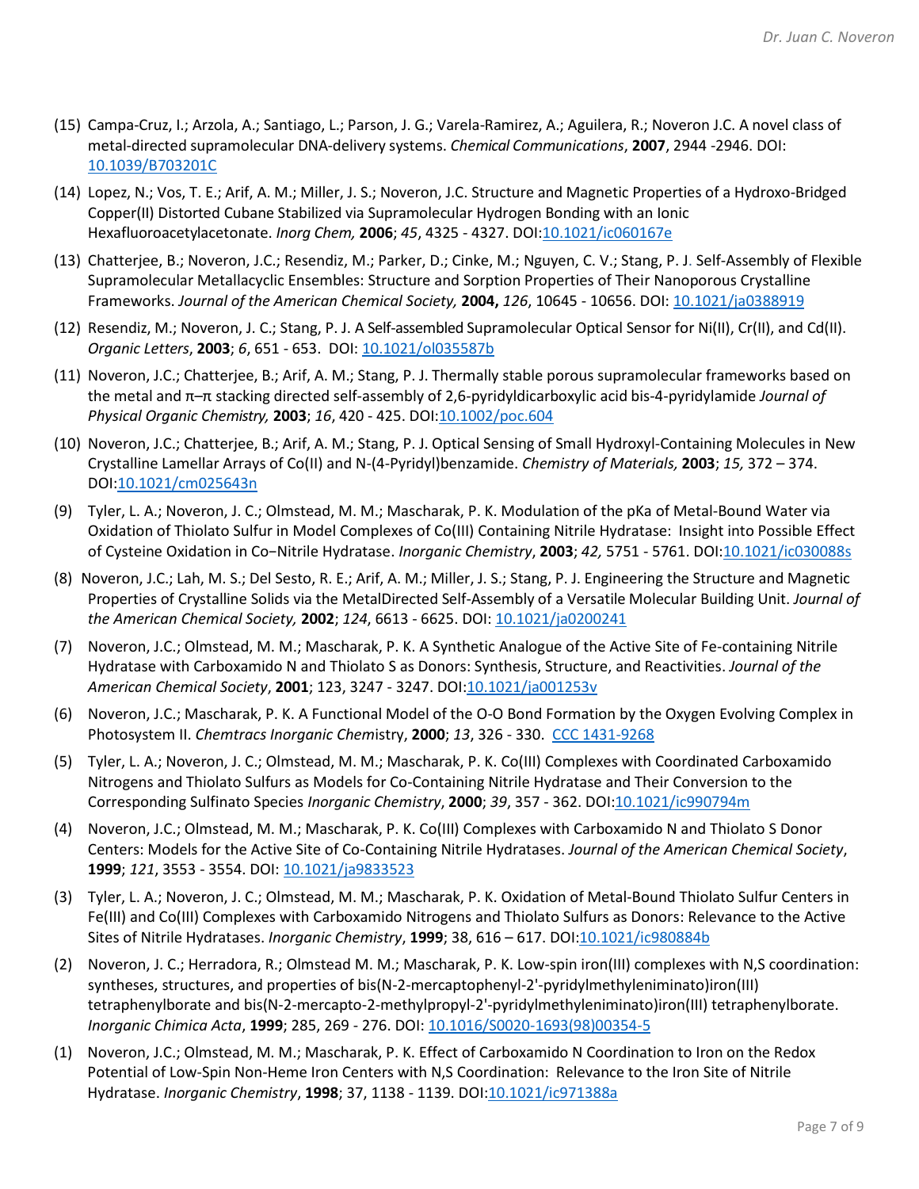(15) Campa-Cruz, I.; Arzola, A.; Santiago, L.; Parson, J. G.; Varela-Ramirez, A.; Aguilera, R.; Noveron J.C. A novel class of metal-directed supramolecular DNA-delivery systems. *Chemical Communications*, **2007**, 2944 -2946. DOI: 10.1039/B703201C

(14) Lopez, N.; Vos, T. E.; Arif, A. M.; Miller, J. S.; Noveron, J.C. Structure and Magnetic Properties of a Hydroxo-Bridged Copper(II) Distorted Cubane Stabilized via Supramolecular Hydrogen Bonding with an Ionic Hexafluoroacetylacetonate. *Inorg Chem,* **2006**; *45*, 4325 - 4327. DOI:10.1021/ic060167e

(13) Chatterjee, B.; Noveron, J.C.; Resendiz, M.; Parker, D.; Cinke, M.; Nguyen, C. V.; Stang, P. J. Self-Assembly of Flexible Supramolecular Metallacyclic Ensembles: Structure and Sorption Properties of Their Nanoporous Crystalline Frameworks. *Journal of the American Chemical Society,* **2004,** *126*, 10645 - 10656. DOI: 10.1021/ja0388919

(12) Resendiz, M.; Noveron, J. C.; Stang, P. J. A Self-assembled Supramolecular Optical Sensor for Ni(II), Cr(II), and Cd(II). *Organic Letters*, **2003**; *6*, 651 - 653. DOI: 10.1021/ol035587b

(11) Noveron, J.C.; Chatterjee, B.; Arif, A. M.; Stang, P. J. Thermally stable porous supramolecular frameworks based on the metal and π–π stacking directed self-assembly of 2,6-pyridyldicarboxylic acid bis-4-pyridylamide *Journal of Physical Organic Chemistry,* **2003**; *16*, 420 - 425. DOI:10.1002/poc.604

(10) Noveron, J.C.; Chatterjee, B.; Arif, A. M.; Stang, P. J. Optical Sensing of Small Hydroxyl-Containing Molecules in New Crystalline Lamellar Arrays of Co(II) and N-(4-Pyridyl)benzamide. *Chemistry of Materials,* **2003**; *15,* 372 – 374. DOI:10.1021/cm025643n

(9) Tyler, L. A.; Noveron, J. C.; Olmstead, M. M.; Mascharak, P. K. Modulation of the pKa of Metal-Bound Water via Oxidation of Thiolato Sulfur in Model Complexes of Co(III) Containing Nitrile Hydratase: Insight into Possible Effect of Cysteine Oxidation in Co−Nitrile Hydratase. *Inorganic Chemistry*, **2003**; *42,* 5751 - 5761. DOI:10.1021/ic030088s

(8) Noveron, J.C.; Lah, M. S.; Del Sesto, R. E.; Arif, A. M.; Miller, J. S.; Stang, P. J. Engineering the Structure and Magnetic Properties of Crystalline Solids via the MetalDirected Self-Assembly of a Versatile Molecular Building Unit. *Journal of the American Chemical Society,* **2002**; *124*, 6613 - 6625. DOI: 10.1021/ja0200241

(7) Noveron, J.C.; Olmstead, M. M.; Mascharak, P. K. A Synthetic Analogue of the Active Site of Fe-containing Nitrile Hydratase with Carboxamido N and Thiolato S as Donors: Synthesis, Structure, and Reactivities. *Journal of the American Chemical Society*, **2001**; 123, 3247 - 3247. DOI:10.1021/ja001253v

(6) Noveron, J.C.; Mascharak, P. K. A Functional Model of the O-O Bond Formation by the Oxygen Evolving Complex in Photosystem II. *Chemtracs Inorganic Chem*istry, **2000**; *13*, 326 - 330. CCC 1431-9268

(5) Tyler, L. A.; Noveron, J. C.; Olmstead, M. M.; Mascharak, P. K. Co(III) Complexes with Coordinated Carboxamido Nitrogens and Thiolato Sulfurs as Models for Co-Containing Nitrile Hydratase and Their Conversion to the Corresponding Sulfinato Species *Inorganic Chemistry*, **2000**; *39*, 357 - 362. DOI:10.1021/ic990794m

(4) Noveron, J.C.; Olmstead, M. M.; Mascharak, P. K. Co(III) Complexes with Carboxamido N and Thiolato S Donor Centers: Models for the Active Site of Co-Containing Nitrile Hydratases. *Journal of the American Chemical Society*, **1999**; *121*, 3553 - 3554. DOI: 10.1021/ja9833523

(3) Tyler, L. A.; Noveron, J. C.; Olmstead, M. M.; Mascharak, P. K. Oxidation of Metal-Bound Thiolato Sulfur Centers in Fe(III) and Co(III) Complexes with Carboxamido Nitrogens and Thiolato Sulfurs as Donors: Relevance to the Active Sites of Nitrile Hydratases. *Inorganic Chemistry*, **1999**; 38, 616 – 617. DOI:10.1021/ic980884b

(2) Noveron, J. C.; Herradora, R.; Olmstead M. M.; Mascharak, P. K. Low-spin iron(III) complexes with N,S coordination: syntheses, structures, and properties of bis(N-2-mercaptophenyl-2'-pyridylmethyleniminato)iron(III) tetraphenylborate and bis(N-2-mercapto-2-methylpropyl-2'-pyridylmethyleniminato)iron(III) tetraphenylborate. *Inorganic Chimica Acta*, **1999**; 285, 269 - 276. DOI: 10.1016/S0020-1693(98)00354-5

(1) Noveron, J.C.; Olmstead, M. M.; Mascharak, P. K. Effect of Carboxamido N Coordination to Iron on the Redox Potential of Low-Spin Non-Heme Iron Centers with N,S Coordination: Relevance to the Iron Site of Nitrile Hydratase. *Inorganic Chemistry*, **1998**; 37, 1138 - 1139. DOI:10.1021/ic971388a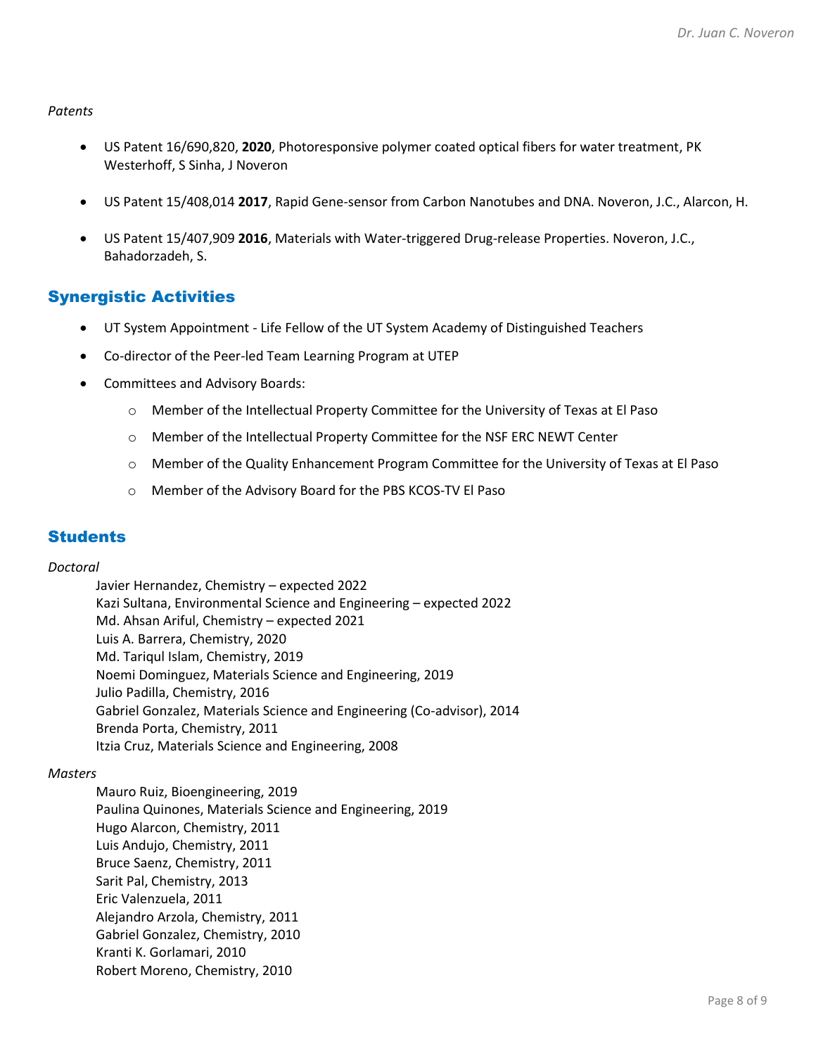*Patents*

- US Patent 16/690,820, **2020**, Photoresponsive polymer coated optical fibers for water treatment, PK Westerhoff, S Sinha, J Noveron

- US Patent 15/408,014 **2017**, Rapid Gene-sensor from Carbon Nanotubes and DNA. Noveron, J.C., Alarcon, H.

- US Patent 15/407,909 **2016**, Materials with Water-triggered Drug-release Properties. Noveron, J.C., Bahadorzadeh, S.

## Synergistic Activities

- UT System Appointment - Life Fellow of the UT System Academy of Distinguished Teachers
- Co-director of the Peer-led Team Learning Program at UTEP
- Committees and Advisory Boards:
  - Member of the Intellectual Property Committee for the University of Texas at El Paso
  - Member of the Intellectual Property Committee for the NSF ERC NEWT Center
  - Member of the Quality Enhancement Program Committee for the University of Texas at El Paso
  - Member of the Advisory Board for the PBS KCOS-TV El Paso

## Students

*Doctoral*

Javier Hernandez, Chemistry – expected 2022
Kazi Sultana, Environmental Science and Engineering – expected 2022
Md. Ahsan Ariful, Chemistry – expected 2021
Luis A. Barrera, Chemistry, 2020
Md. Tariqul Islam, Chemistry, 2019
Noemi Dominguez, Materials Science and Engineering, 2019
Julio Padilla, Chemistry, 2016
Gabriel Gonzalez, Materials Science and Engineering (Co-advisor), 2014
Brenda Porta, Chemistry, 2011
Itzia Cruz, Materials Science and Engineering, 2008

*Masters*

Mauro Ruiz, Bioengineering, 2019
Paulina Quinones, Materials Science and Engineering, 2019
Hugo Alarcon, Chemistry, 2011
Luis Andujo, Chemistry, 2011
Bruce Saenz, Chemistry, 2011
Sarit Pal, Chemistry, 2013
Eric Valenzuela, 2011
Alejandro Arzola, Chemistry, 2011
Gabriel Gonzalez, Chemistry, 2010
Kranti K. Gorlamari, 2010
Robert Moreno, Chemistry, 2010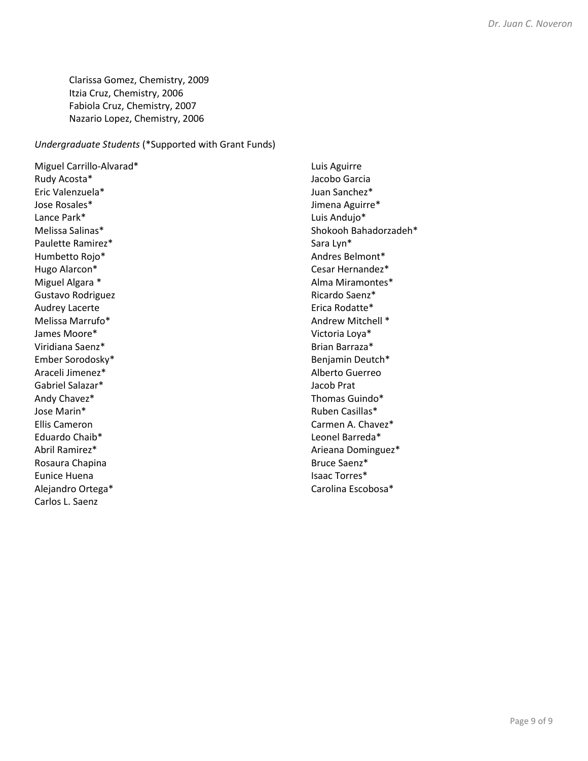Clarissa Gomez, Chemistry, 2009
Itzia Cruz, Chemistry, 2006
Fabiola Cruz, Chemistry, 2007
Nazario Lopez, Chemistry, 2006

*Undergraduate Students* (*Supported with Grant Funds)

Miguel Carrillo-Alvarad*
Rudy Acosta*
Eric Valenzuela*
Jose Rosales*
Lance Park*
Melissa Salinas*
Paulette Ramirez*
Humbetto Rojo*
Hugo Alarcon*
Miguel Algara *
Gustavo Rodriguez
Audrey Lacerte
Melissa Marrufo*
James Moore*
Viridiana Saenz*
Ember Sorodosky*
Araceli Jimenez*
Gabriel Salazar*
Andy Chavez*
Jose Marin*
Ellis Cameron
Eduardo Chaib*
Abril Ramirez*
Rosaura Chapina
Eunice Huena
Alejandro Ortega*
Carlos L. Saenz
Luis Aguirre
Jacobo Garcia
Juan Sanchez*
Jimena Aguirre*
Luis Andujo*
Shokooh Bahadorzadeh*
Sara Lyn*
Andres Belmont*
Cesar Hernandez*
Alma Miramontes*
Ricardo Saenz*
Erica Rodatte*
Andrew Mitchell *
Victoria Loya*
Brian Barraza*
Benjamin Deutch*
Alberto Guerreo
Jacob Prat
Thomas Guindo*
Ruben Casillas*
Carmen A. Chavez*
Leonel Barreda*
Arieana Dominguez*
Bruce Saenz*
Isaac Torres*
Carolina Escobosa*